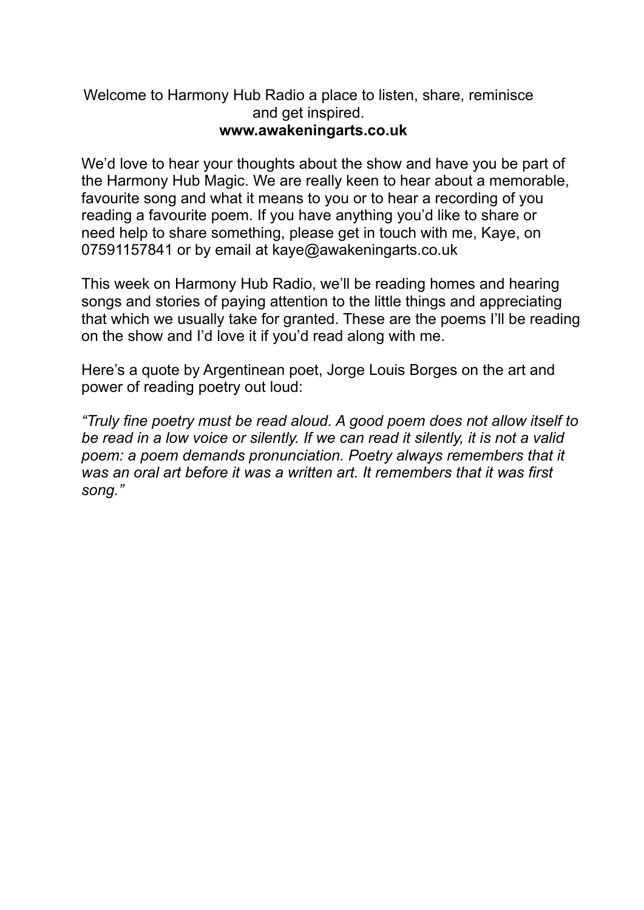Welcome to Harmony Hub Radio a place to listen, share, reminisce and get inspired.

**www.awakeningarts.co.uk**

We'd love to hear your thoughts about the show and have you be part of the Harmony Hub Magic. We are really keen to hear about a memorable, favourite song and what it means to you or to hear a recording of you reading a favourite poem. If you have anything you'd like to share or need help to share something, please get in touch with me, Kaye, on 07591157841 or by email at kaye@awakeningarts.co.uk

This week on Harmony Hub Radio, we'll be reading homes and hearing songs and stories of paying attention to the little things and appreciating that which we usually take for granted. These are the poems I'll be reading on the show and I'd love it if you'd read along with me.

Here's a quote by Argentinean poet, Jorge Louis Borges on the art and power of reading poetry out loud:

*"Truly fine poetry must be read aloud. A good poem does not allow itself to be read in a low voice or silently. If we can read it silently, it is not a valid poem: a poem demands pronunciation. Poetry always remembers that it was an oral art before it was a written art. It remembers that it was first song."*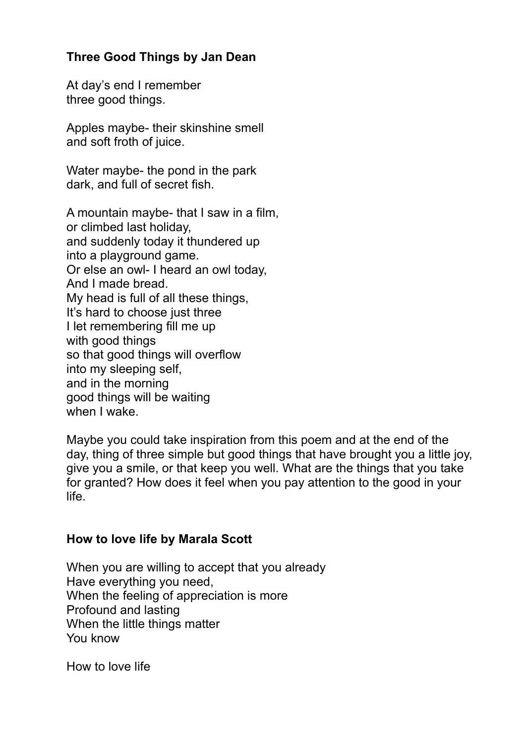**Three Good Things by Jan Dean**

At day's end I remember
three good things.

Apples maybe- their skinshine smell
and soft froth of juice.

Water maybe- the pond in the park
dark, and full of secret fish.

A mountain maybe- that I saw in a film,
or climbed last holiday,
and suddenly today it thundered up
into a playground game.
Or else an owl- I heard an owl today,
And I made bread.
My head is full of all these things,
It's hard to choose just three
I let remembering fill me up
with good things
so that good things will overflow
into my sleeping self,
and in the morning
good things will be waiting
when I wake.

Maybe you could take inspiration from this poem and at the end of the day, thing of three simple but good things that have brought you a little joy, give you a smile, or that keep you well. What are the things that you take for granted? How does it feel when you pay attention to the good in your life.

**How to love life by Marala Scott**

When you are willing to accept that you already
Have everything you need,
When the feeling of appreciation is more
Profound and lasting
When the little things matter
You know

How to love life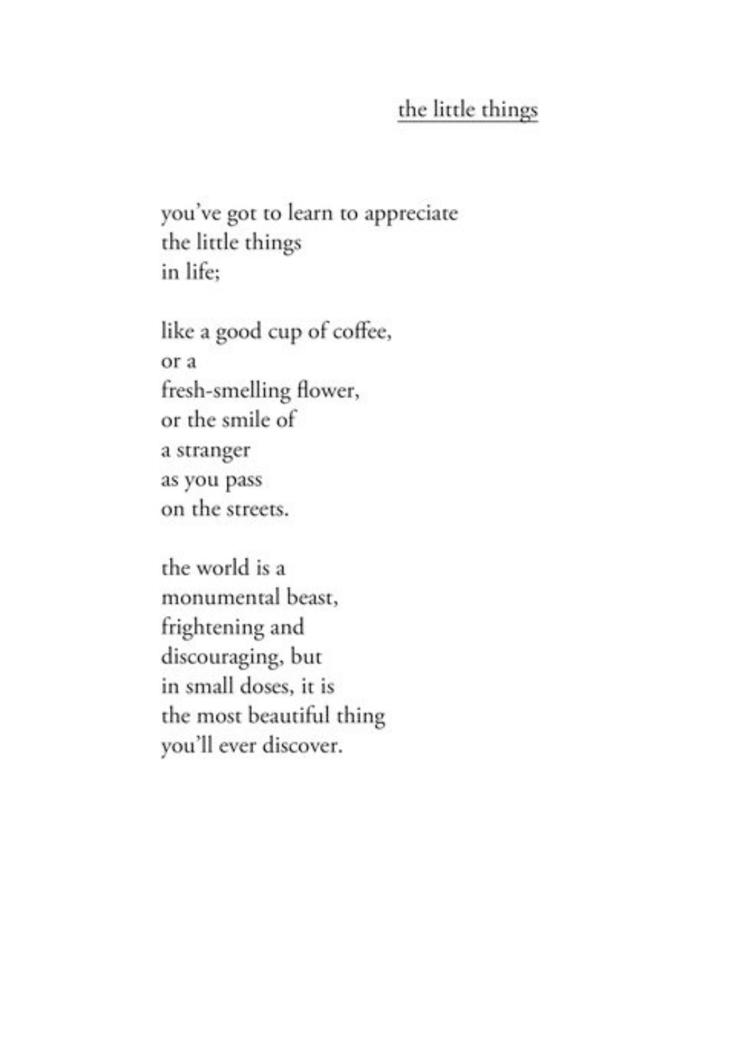## <u>the little things</u>

you've got to learn to appreciate  
the little things  
in life;

like a good cup of coffee,  
or a  
fresh-smelling flower,  
or the smile of  
a stranger  
as you pass  
on the streets.

the world is a  
monumental beast,  
frightening and  
discouraging, but  
in small doses, it is  
the most beautiful thing  
you'll ever discover.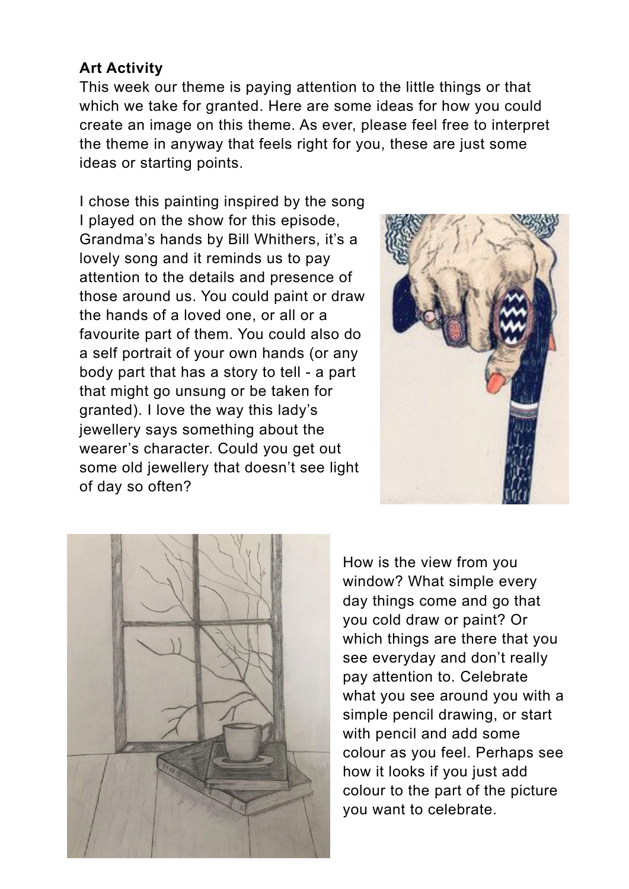**Art Activity**

This week our theme is paying attention to the little things or that which we take for granted. Here are some ideas for how you could create an image on this theme. As ever, please feel free to interpret the theme in anyway that feels right for you, these are just some ideas or starting points.

I chose this painting inspired by the song I played on the show for this episode, Grandma's hands by Bill Whithers, it's a lovely song and it reminds us to pay attention to the details and presence of those around us. You could paint or draw the hands of a loved one, or all or a favourite part of them. You could also do a self portrait of your own hands (or any body part that has a story to tell - a part that might go unsung or be taken for granted). I love the way this lady's jewellery says something about the wearer's character. Could you get out some old jewellery that doesn't see light of day so often?

How is the view from you window? What simple every day things come and go that you cold draw or paint? Or which things are there that you see everyday and don't really pay attention to. Celebrate what you see around you with a simple pencil drawing, or start with pencil and add some colour as you feel. Perhaps see how it looks if you just add colour to the part of the picture you want to celebrate.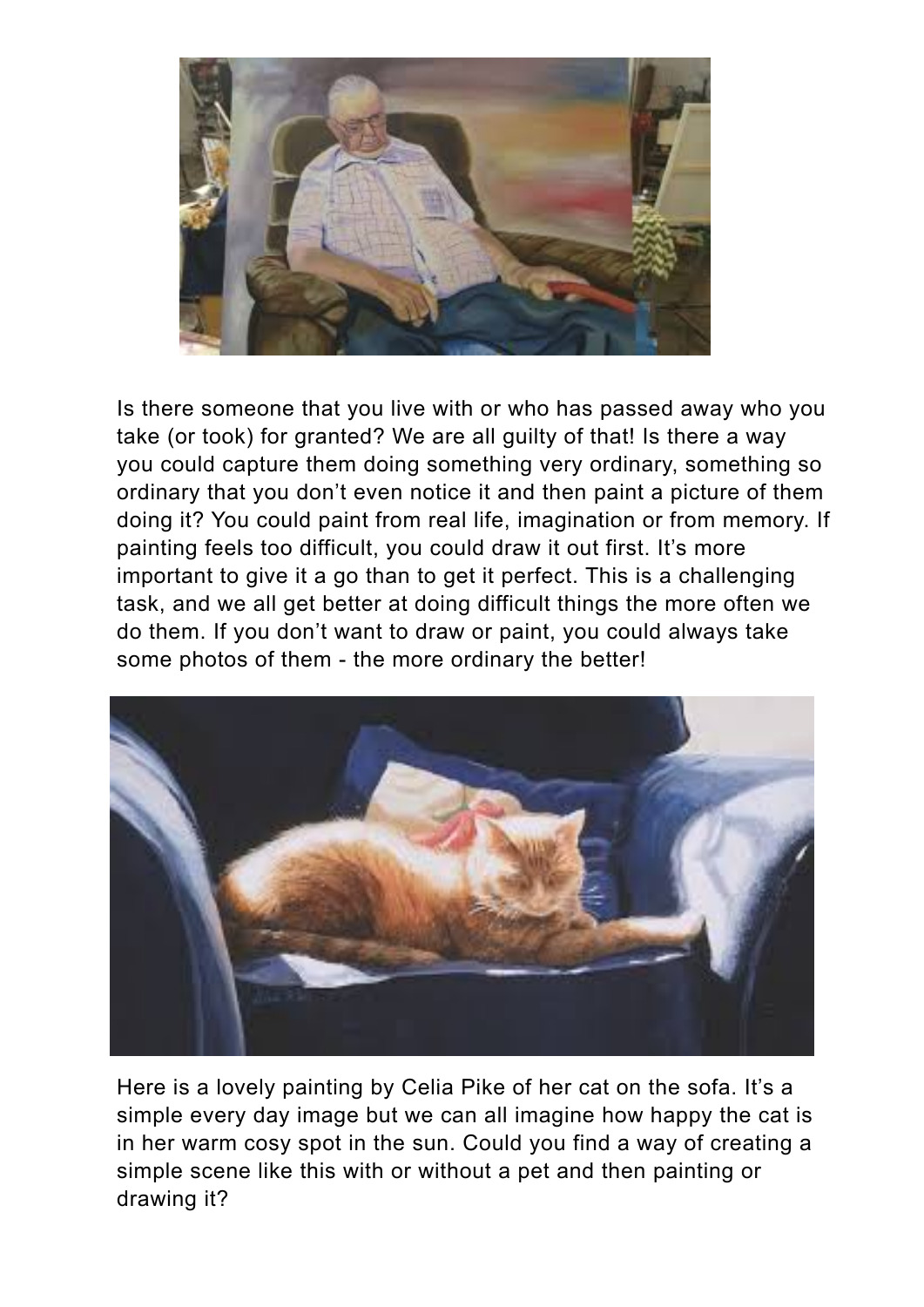Is there someone that you live with or who has passed away who you take (or took) for granted? We are all guilty of that! Is there a way you could capture them doing something very ordinary, something so ordinary that you don't even notice it and then paint a picture of them doing it? You could paint from real life, imagination or from memory. If painting feels too difficult, you could draw it out first. It's more important to give it a go than to get it perfect. This is a challenging task, and we all get better at doing difficult things the more often we do them. If you don't want to draw or paint, you could always take some photos of them - the more ordinary the better!

Here is a lovely painting by Celia Pike of her cat on the sofa. It's a simple every day image but we can all imagine how happy the cat is in her warm cosy spot in the sun. Could you find a way of creating a simple scene like this with or without a pet and then painting or drawing it?